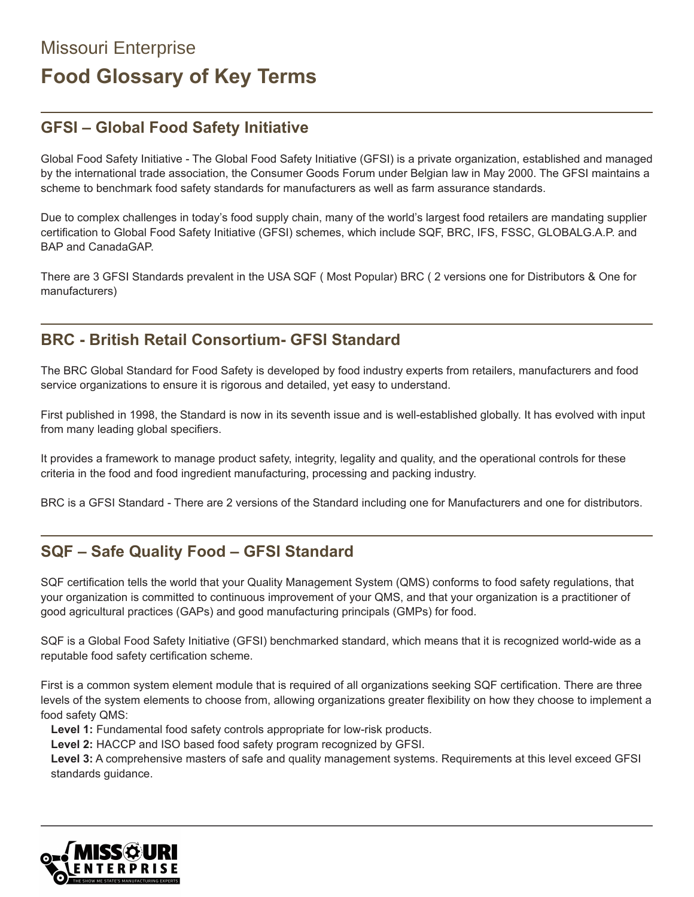Missouri Enterprise

# Food Glossary of Key Terms

## GFSI – Global Food Safety Initiative

Global Food Safety Initiative - The Global Food Safety Initiative (GFSI) is a private organization, established and managed by the international trade association, the Consumer Goods Forum under Belgian law in May 2000. The GFSI maintains a scheme to benchmark food safety standards for manufacturers as well as farm assurance standards.

Due to complex challenges in today's food supply chain, many of the world's largest food retailers are mandating supplier certification to Global Food Safety Initiative (GFSI) schemes, which include SQF, BRC, IFS, FSSC, GLOBALG.A.P. and BAP and CanadaGAP.

There are 3 GFSI Standards prevalent in the USA SQF ( Most Popular) BRC ( 2 versions one for Distributors & One for manufacturers)

## BRC - British Retail Consortium- GFSI Standard

The BRC Global Standard for Food Safety is developed by food industry experts from retailers, manufacturers and food service organizations to ensure it is rigorous and detailed, yet easy to understand.

First published in 1998, the Standard is now in its seventh issue and is well-established globally. It has evolved with input from many leading global specifiers.

It provides a framework to manage product safety, integrity, legality and quality, and the operational controls for these criteria in the food and food ingredient manufacturing, processing and packing industry.

BRC is a GFSI Standard - There are 2 versions of the Standard including one for Manufacturers and one for distributors.

## SQF – Safe Quality Food – GFSI Standard

SQF certification tells the world that your Quality Management System (QMS) conforms to food safety regulations, that your organization is committed to continuous improvement of your QMS, and that your organization is a practitioner of good agricultural practices (GAPs) and good manufacturing principals (GMPs) for food.

SQF is a Global Food Safety Initiative (GFSI) benchmarked standard, which means that it is recognized world-wide as a reputable food safety certification scheme.

First is a common system element module that is required of all organizations seeking SQF certification. There are three levels of the system elements to choose from, allowing organizations greater flexibility on how they choose to implement a food safety QMS:

- **Level 1:** Fundamental food safety controls appropriate for low-risk products.
- **Level 2:** HACCP and ISO based food safety program recognized by GFSI.
- **Level 3:** A comprehensive masters of safe and quality management systems. Requirements at this level exceed GFSI standards guidance.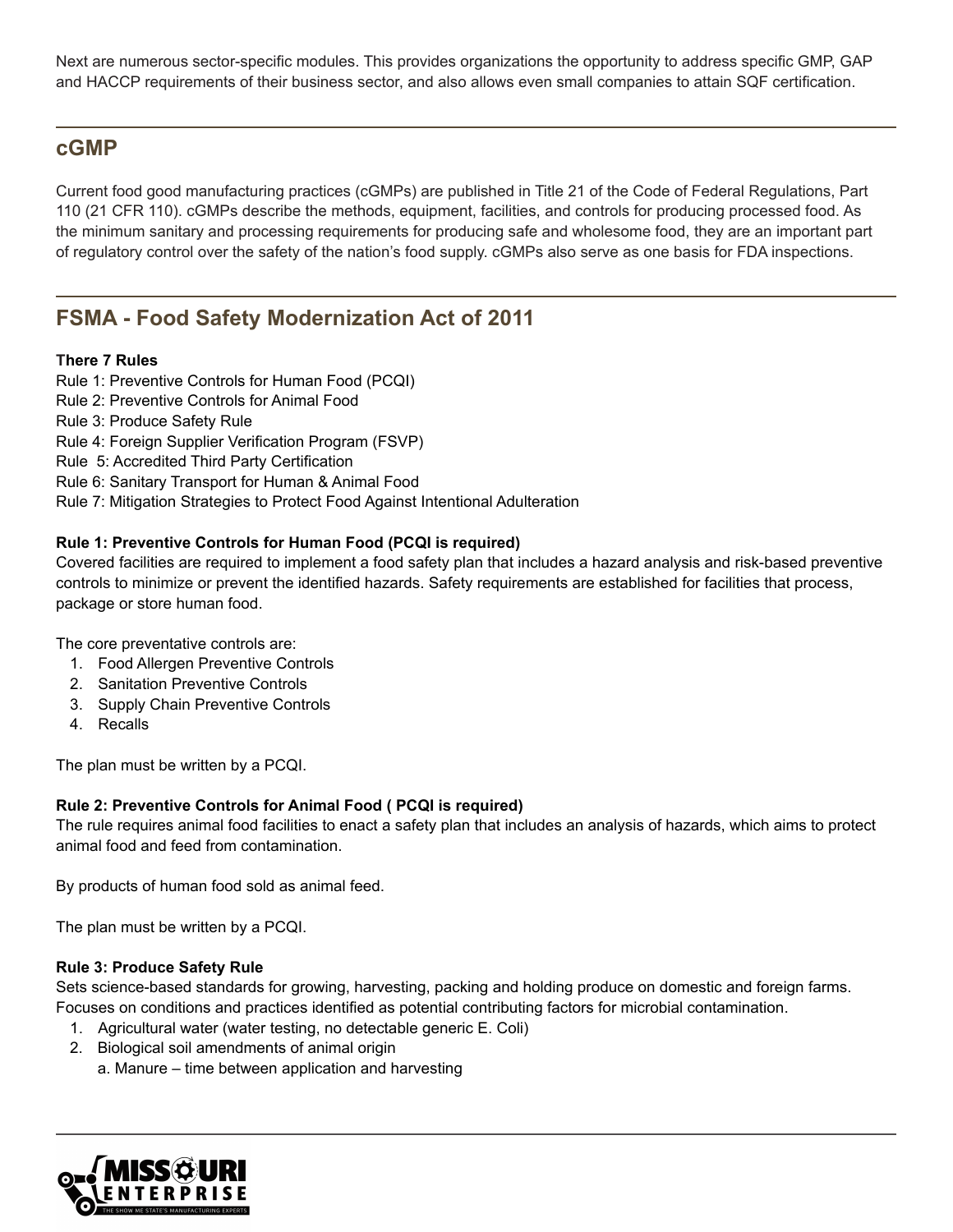Next are numerous sector-specific modules. This provides organizations the opportunity to address specific GMP, GAP and HACCP requirements of their business sector, and also allows even small companies to attain SQF certification.

## cGMP

Current food good manufacturing practices (cGMPs) are published in Title 21 of the Code of Federal Regulations, Part 110 (21 CFR 110). cGMPs describe the methods, equipment, facilities, and controls for producing processed food. As the minimum sanitary and processing requirements for producing safe and wholesome food, they are an important part of regulatory control over the safety of the nation's food supply. cGMPs also serve as one basis for FDA inspections.

## FSMA - Food Safety Modernization Act of 2011

**There 7 Rules**

Rule 1: Preventive Controls for Human Food (PCQI)
Rule 2: Preventive Controls for Animal Food
Rule 3: Produce Safety Rule
Rule 4: Foreign Supplier Verification Program (FSVP)
Rule 5: Accredited Third Party Certification
Rule 6: Sanitary Transport for Human & Animal Food
Rule 7: Mitigation Strategies to Protect Food Against Intentional Adulteration

**Rule 1: Preventive Controls for Human Food (PCQI is required)**

Covered facilities are required to implement a food safety plan that includes a hazard analysis and risk-based preventive controls to minimize or prevent the identified hazards. Safety requirements are established for facilities that process, package or store human food.

The core preventative controls are:

1. Food Allergen Preventive Controls
2. Sanitation Preventive Controls
3. Supply Chain Preventive Controls
4. Recalls

The plan must be written by a PCQI.

**Rule 2: Preventive Controls for Animal Food ( PCQI is required)**

The rule requires animal food facilities to enact a safety plan that includes an analysis of hazards, which aims to protect animal food and feed from contamination.

By products of human food sold as animal feed.

The plan must be written by a PCQI.

**Rule 3: Produce Safety Rule**

Sets science-based standards for growing, harvesting, packing and holding produce on domestic and foreign farms. Focuses on conditions and practices identified as potential contributing factors for microbial contamination.

1. Agricultural water (water testing, no detectable generic E. Coli)
2. Biological soil amendments of animal origin
   a. Manure – time between application and harvesting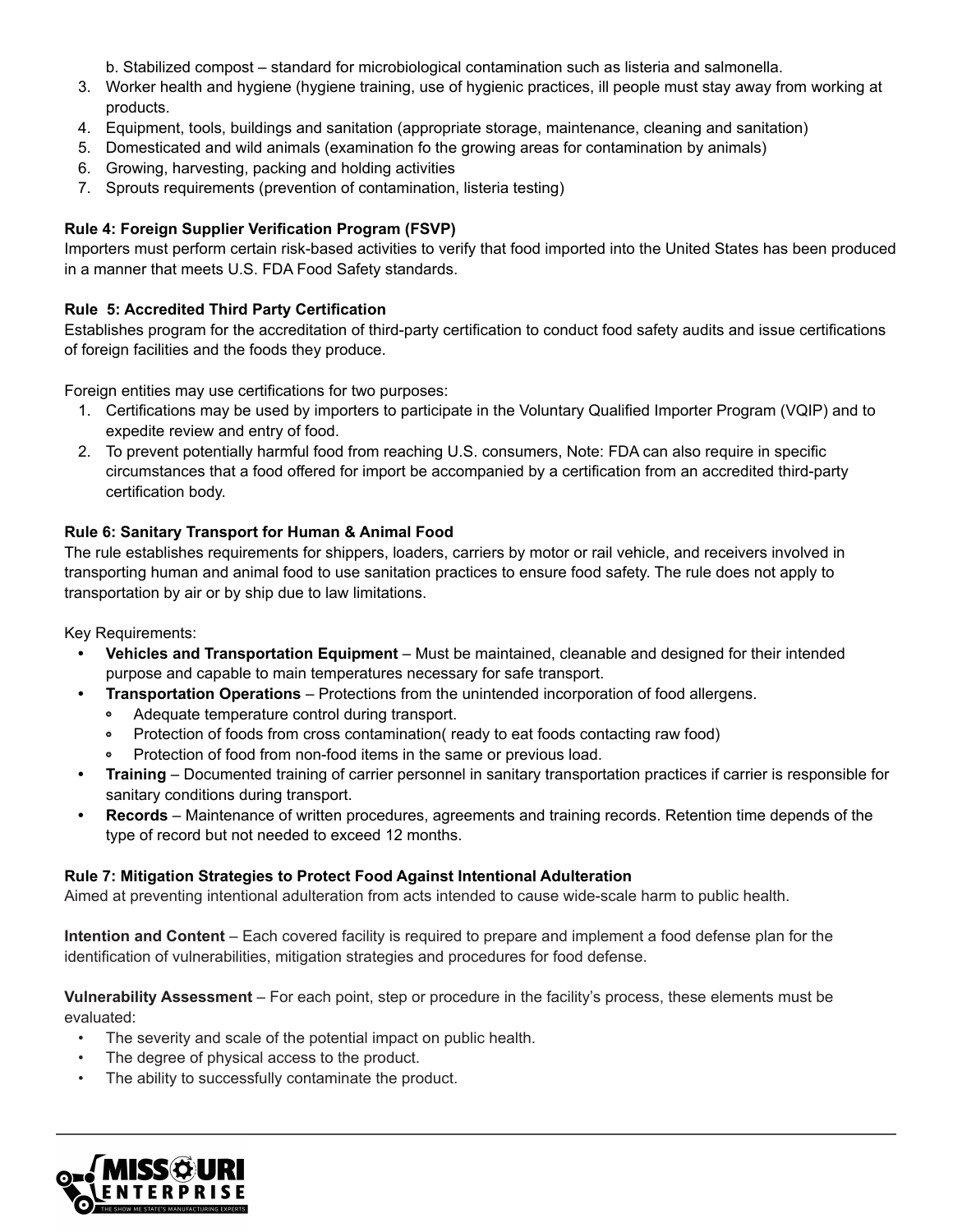b. Stabilized compost – standard for microbiological contamination such as listeria and salmonella.
3. Worker health and hygiene (hygiene training, use of hygienic practices, ill people must stay away from working at products.
4. Equipment, tools, buildings and sanitation (appropriate storage, maintenance, cleaning and sanitation)
5. Domesticated and wild animals (examination fo the growing areas for contamination by animals)
6. Growing, harvesting, packing and holding activities
7. Sprouts requirements (prevention of contamination, listeria testing)

**Rule 4: Foreign Supplier Verification Program (FSVP)**
Importers must perform certain risk-based activities to verify that food imported into the United States has been produced in a manner that meets U.S. FDA Food Safety standards.

**Rule  5: Accredited Third Party Certification**
Establishes program for the accreditation of third-party certification to conduct food safety audits and issue certifications of foreign facilities and the foods they produce.

Foreign entities may use certifications for two purposes:

1. Certifications may be used by importers to participate in the Voluntary Qualified Importer Program (VQIP) and to expedite review and entry of food.
2. To prevent potentially harmful food from reaching U.S. consumers, Note: FDA can also require in specific circumstances that a food offered for import be accompanied by a certification from an accredited third-party certification body.

**Rule 6: Sanitary Transport for Human & Animal Food**
The rule establishes requirements for shippers, loaders, carriers by motor or rail vehicle, and receivers involved in transporting human and animal food to use sanitation practices to ensure food safety. The rule does not apply to transportation by air or by ship due to law limitations.

Key Requirements:

- **Vehicles and Transportation Equipment** – Must be maintained, cleanable and designed for their intended purpose and capable to main temperatures necessary for safe transport.
- **Transportation Operations** – Protections from the unintended incorporation of food allergens.
  - Adequate temperature control during transport.
  - Protection of foods from cross contamination( ready to eat foods contacting raw food)
  - Protection of food from non-food items in the same or previous load.
- **Training** – Documented training of carrier personnel in sanitary transportation practices if carrier is responsible for sanitary conditions during transport.
- **Records** – Maintenance of written procedures, agreements and training records. Retention time depends of the type of record but not needed to exceed 12 months.

**Rule 7: Mitigation Strategies to Protect Food Against Intentional Adulteration**
Aimed at preventing intentional adulteration from acts intended to cause wide-scale harm to public health.

**Intention and Content** – Each covered facility is required to prepare and implement a food defense plan for the identification of vulnerabilities, mitigation strategies and procedures for food defense.

**Vulnerability Assessment** – For each point, step or procedure in the facility's process, these elements must be evaluated:

- The severity and scale of the potential impact on public health.
- The degree of physical access to the product.
- The ability to successfully contaminate the product.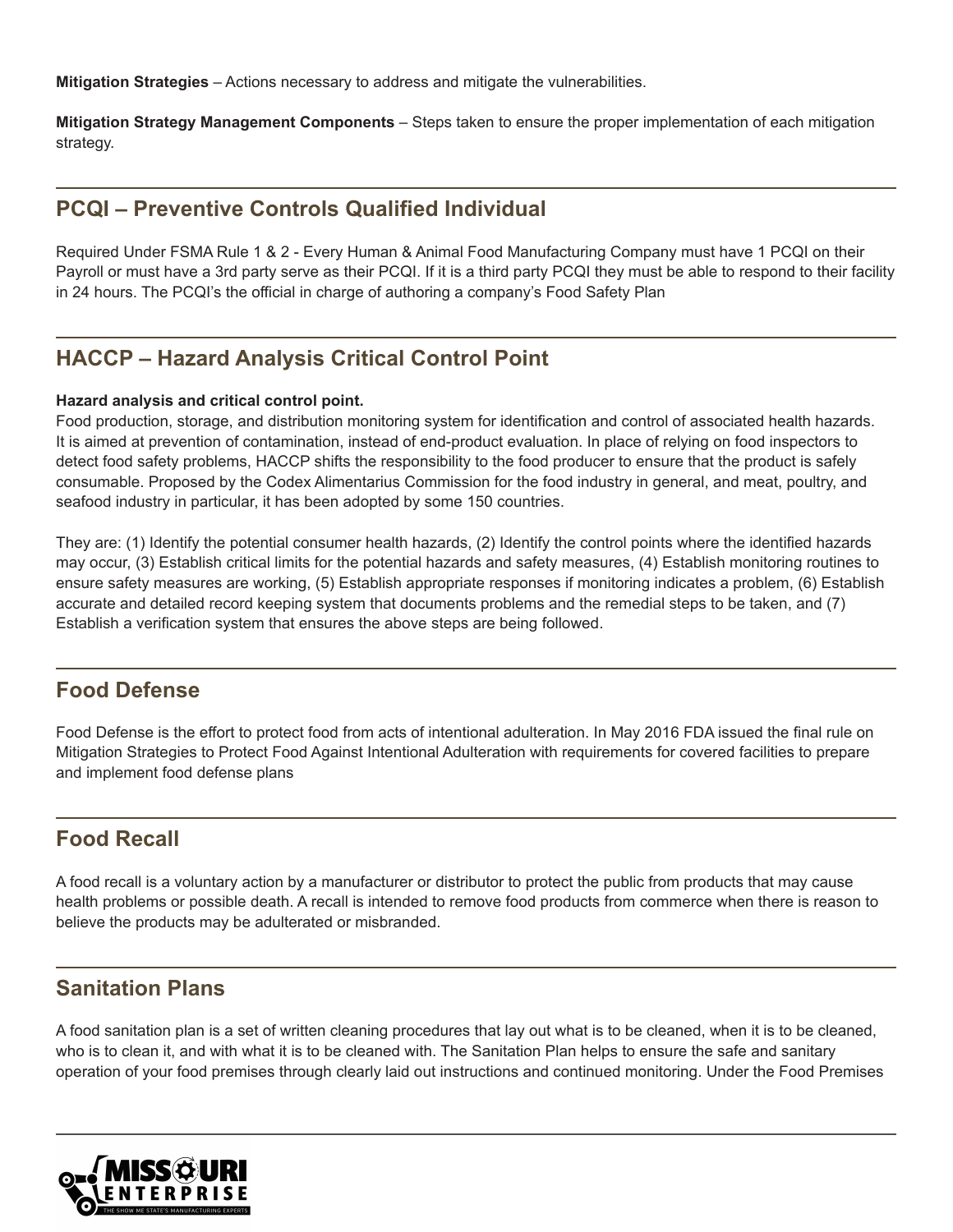**Mitigation Strategies** – Actions necessary to address and mitigate the vulnerabilities.

**Mitigation Strategy Management Components** – Steps taken to ensure the proper implementation of each mitigation strategy.

## PCQI – Preventive Controls Qualified Individual

Required Under FSMA Rule 1 & 2 - Every Human & Animal Food Manufacturing Company must have 1 PCQI on their Payroll or must have a 3rd party serve as their PCQI. If it is a third party PCQI they must be able to respond to their facility in 24 hours. The PCQI's the official in charge of authoring a company's Food Safety Plan

## HACCP – Hazard Analysis Critical Control Point

**Hazard analysis and critical control point.**
Food production, storage, and distribution monitoring system for identification and control of associated health hazards. It is aimed at prevention of contamination, instead of end-product evaluation. In place of relying on food inspectors to detect food safety problems, HACCP shifts the responsibility to the food producer to ensure that the product is safely consumable. Proposed by the Codex Alimentarius Commission for the food industry in general, and meat, poultry, and seafood industry in particular, it has been adopted by some 150 countries.

They are: (1) Identify the potential consumer health hazards, (2) Identify the control points where the identified hazards may occur, (3) Establish critical limits for the potential hazards and safety measures, (4) Establish monitoring routines to ensure safety measures are working, (5) Establish appropriate responses if monitoring indicates a problem, (6) Establish accurate and detailed record keeping system that documents problems and the remedial steps to be taken, and (7) Establish a verification system that ensures the above steps are being followed.

## Food Defense

Food Defense is the effort to protect food from acts of intentional adulteration. In May 2016 FDA issued the final rule on Mitigation Strategies to Protect Food Against Intentional Adulteration with requirements for covered facilities to prepare and implement food defense plans

## Food Recall

A food recall is a voluntary action by a manufacturer or distributor to protect the public from products that may cause health problems or possible death. A recall is intended to remove food products from commerce when there is reason to believe the products may be adulterated or misbranded.

## Sanitation Plans

A food sanitation plan is a set of written cleaning procedures that lay out what is to be cleaned, when it is to be cleaned, who is to clean it, and with what it is to be cleaned with. The Sanitation Plan helps to ensure the safe and sanitary operation of your food premises through clearly laid out instructions and continued monitoring. Under the Food Premises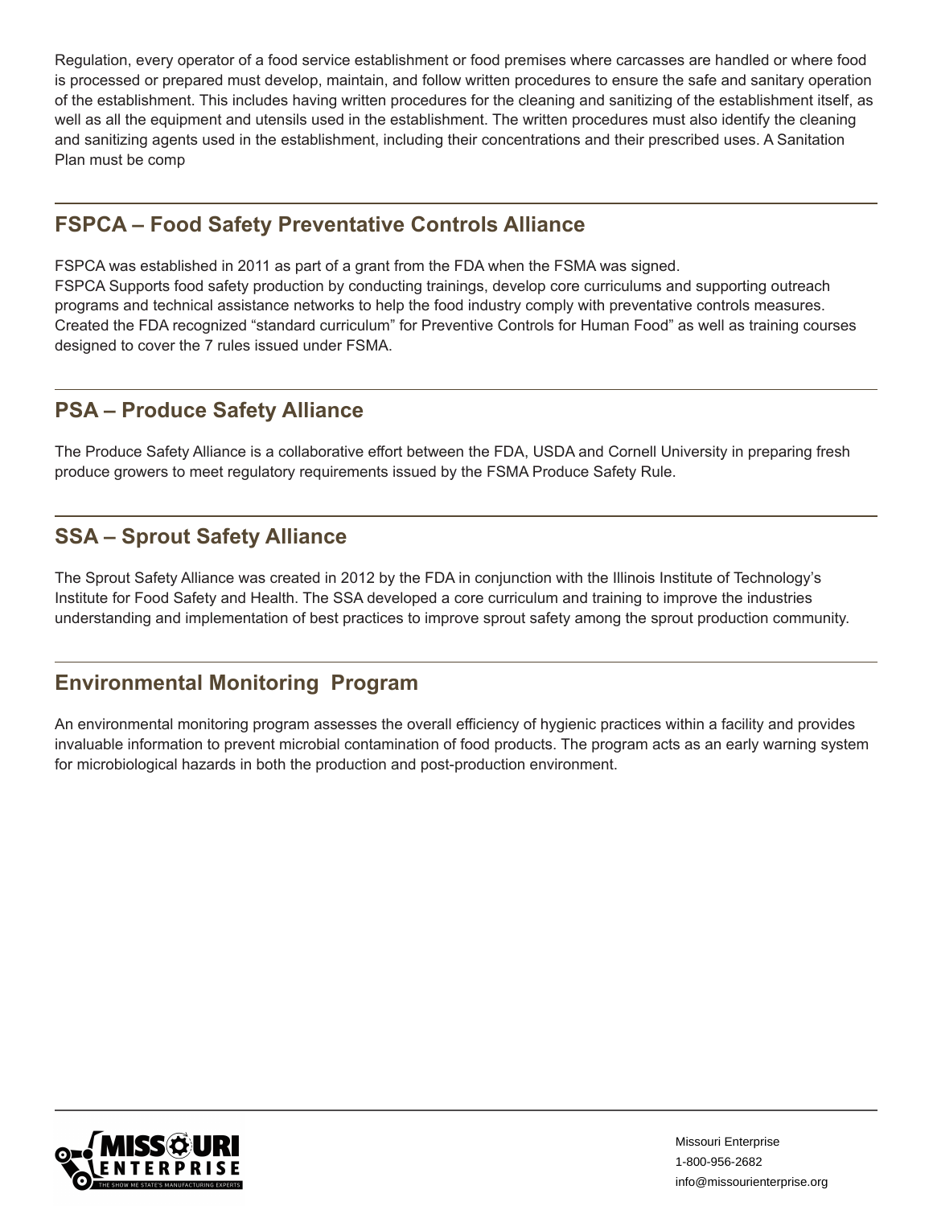Regulation, every operator of a food service establishment or food premises where carcasses are handled or where food is processed or prepared must develop, maintain, and follow written procedures to ensure the safe and sanitary operation of the establishment. This includes having written procedures for the cleaning and sanitizing of the establishment itself, as well as all the equipment and utensils used in the establishment. The written procedures must also identify the cleaning and sanitizing agents used in the establishment, including their concentrations and their prescribed uses. A Sanitation Plan must be comp

## FSPCA – Food Safety Preventative Controls Alliance

FSPCA was established in 2011 as part of a grant from the FDA when the FSMA was signed.
FSPCA Supports food safety production by conducting trainings, develop core curriculums and supporting outreach programs and technical assistance networks to help the food industry comply with preventative controls measures. Created the FDA recognized "standard curriculum" for Preventive Controls for Human Food" as well as training courses designed to cover the 7 rules issued under FSMA.

## PSA – Produce Safety Alliance

The Produce Safety Alliance is a collaborative effort between the FDA, USDA and Cornell University in preparing fresh produce growers to meet regulatory requirements issued by the FSMA Produce Safety Rule.

## SSA – Sprout Safety Alliance

The Sprout Safety Alliance was created in 2012 by the FDA in conjunction with the Illinois Institute of Technology's Institute for Food Safety and Health. The SSA developed a core curriculum and training to improve the industries understanding and implementation of best practices to improve sprout safety among the sprout production community.

## Environmental Monitoring Program

An environmental monitoring program assesses the overall efficiency of hygienic practices within a facility and provides invaluable information to prevent microbial contamination of food products. The program acts as an early warning system for microbiological hazards in both the production and post-production environment.